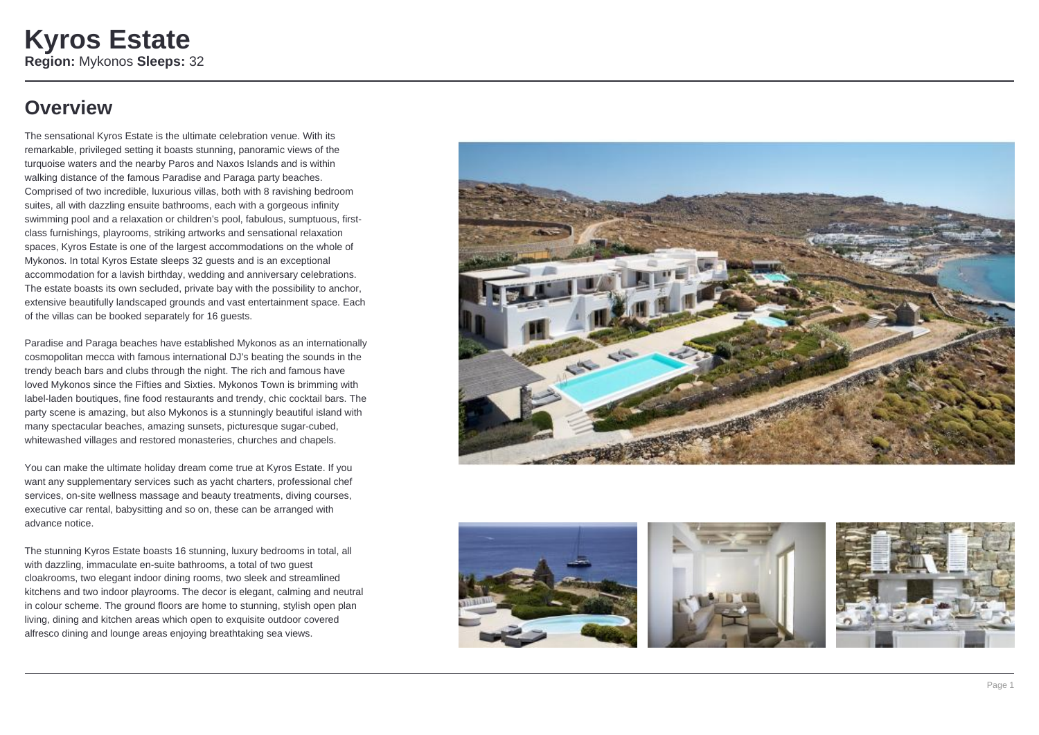# Kyros Estate

**Region:** Mykonos **Sleeps:** 32

## Overview

The sensational Kyros Estate is the ultimate celebration venue. With its remarkable, privileged setting it boasts stunning, panoramic views of the turquoise waters and the nearby Paros and Naxos Islands and is within walking distance of the famous Paradise and Paraga party beaches. Comprised of two incredible, luxurious villas, both with 8 ravishing bedroom suites, all with dazzling ensuite bathrooms, each with a gorgeous infinity swimming pool and a relaxation or children's pool, fabulous, sumptuous, first-class furnishings, playrooms, striking artworks and sensational relaxation spaces, Kyros Estate is one of the largest accommodations on the whole of Mykonos. In total Kyros Estate sleeps 32 guests and is an exceptional accommodation for a lavish birthday, wedding and anniversary celebrations. The estate boasts its own secluded, private bay with the possibility to anchor, extensive beautifully landscaped grounds and vast entertainment space. Each of the villas can be booked separately for 16 guests.

Paradise and Paraga beaches have established Mykonos as an internationally cosmopolitan mecca with famous international DJ's beating the sounds in the trendy beach bars and clubs through the night. The rich and famous have loved Mykonos since the Fifties and Sixties. Mykonos Town is brimming with label-laden boutiques, fine food restaurants and trendy, chic cocktail bars. The party scene is amazing, but also Mykonos is a stunningly beautiful island with many spectacular beaches, amazing sunsets, picturesque sugar-cubed, whitewashed villages and restored monasteries, churches and chapels.

You can make the ultimate holiday dream come true at Kyros Estate. If you want any supplementary services such as yacht charters, professional chef services, on-site wellness massage and beauty treatments, diving courses, executive car rental, babysitting and so on, these can be arranged with advance notice.

The stunning Kyros Estate boasts 16 stunning, luxury bedrooms in total, all with dazzling, immaculate en-suite bathrooms, a total of two guest cloakrooms, two elegant indoor dining rooms, two sleek and streamlined kitchens and two indoor playrooms. The decor is elegant, calming and neutral in colour scheme. The ground floors are home to stunning, stylish open plan living, dining and kitchen areas which open to exquisite outdoor covered alfresco dining and lounge areas enjoying breathtaking sea views.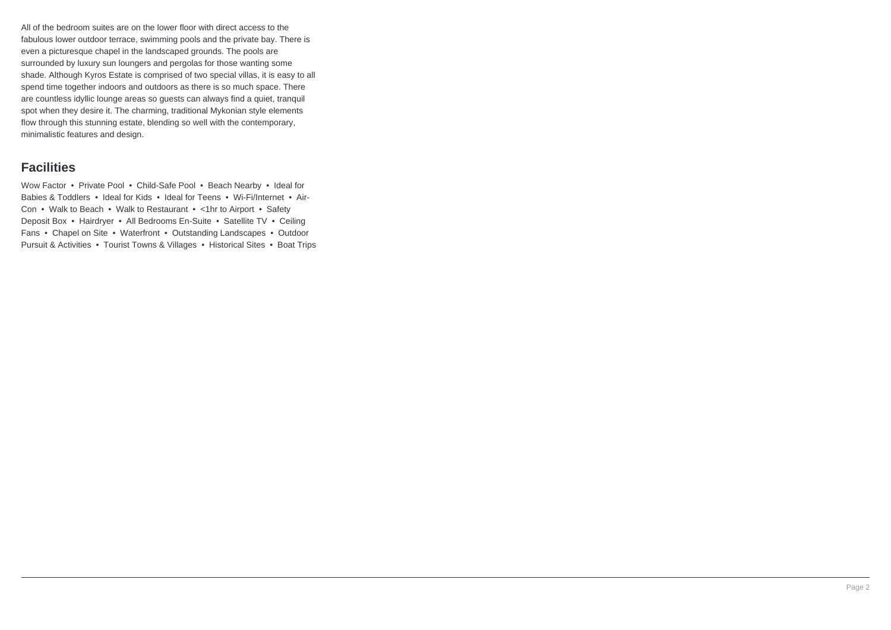All of the bedroom suites are on the lower floor with direct access to the fabulous lower outdoor terrace, swimming pools and the private bay. There is even a picturesque chapel in the landscaped grounds. The pools are surrounded by luxury sun loungers and pergolas for those wanting some shade. Although Kyros Estate is comprised of two special villas, it is easy to all spend time together indoors and outdoors as there is so much space. There are countless idyllic lounge areas so guests can always find a quiet, tranquil spot when they desire it. The charming, traditional Mykonian style elements flow through this stunning estate, blending so well with the contemporary, minimalistic features and design.

## Facilities

Wow Factor • Private Pool • Child-Safe Pool • Beach Nearby • Ideal for Babies & Toddlers • Ideal for Kids • Ideal for Teens • Wi-Fi/Internet • Air-Con • Walk to Beach • Walk to Restaurant • <1hr to Airport • Safety Deposit Box • Hairdryer • All Bedrooms En-Suite • Satellite TV • Ceiling Fans • Chapel on Site • Waterfront • Outstanding Landscapes • Outdoor Pursuit & Activities • Tourist Towns & Villages • Historical Sites • Boat Trips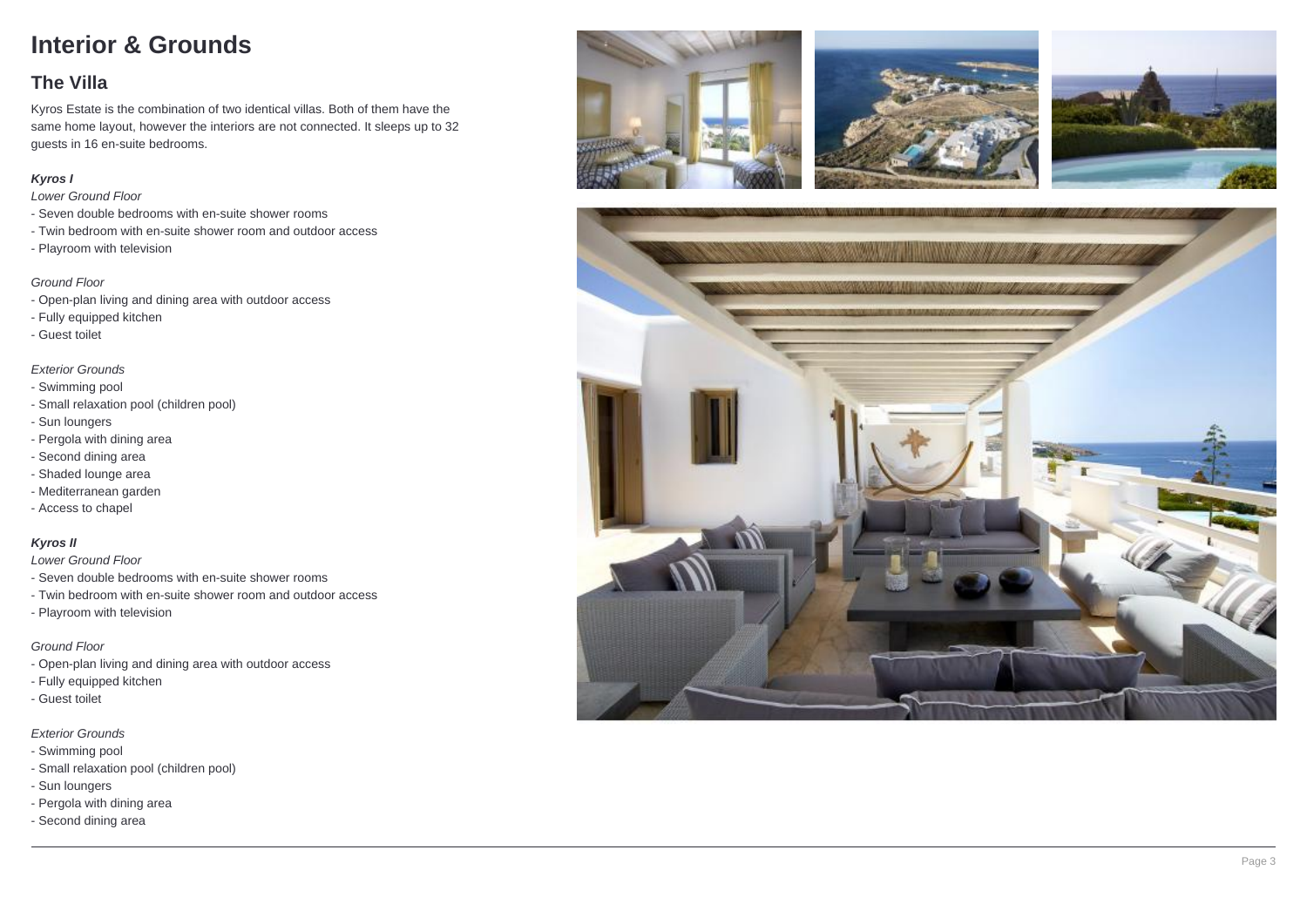# Interior & Grounds

## The Villa

Kyros Estate is the combination of two identical villas. Both of them have the same home layout, however the interiors are not connected. It sleeps up to 32 guests in 16 en-suite bedrooms.

***Kyros I***

*Lower Ground Floor*

- Seven double bedrooms with en-suite shower rooms
- Twin bedroom with en-suite shower room and outdoor access
- Playroom with television

*Ground Floor*

- Open-plan living and dining area with outdoor access
- Fully equipped kitchen
- Guest toilet

*Exterior Grounds*

- Swimming pool
- Small relaxation pool (children pool)
- Sun loungers
- Pergola with dining area
- Second dining area
- Shaded lounge area
- Mediterranean garden
- Access to chapel

***Kyros II***

*Lower Ground Floor*

- Seven double bedrooms with en-suite shower rooms
- Twin bedroom with en-suite shower room and outdoor access
- Playroom with television

*Ground Floor*

- Open-plan living and dining area with outdoor access
- Fully equipped kitchen
- Guest toilet

*Exterior Grounds*

- Swimming pool
- Small relaxation pool (children pool)
- Sun loungers
- Pergola with dining area
- Second dining area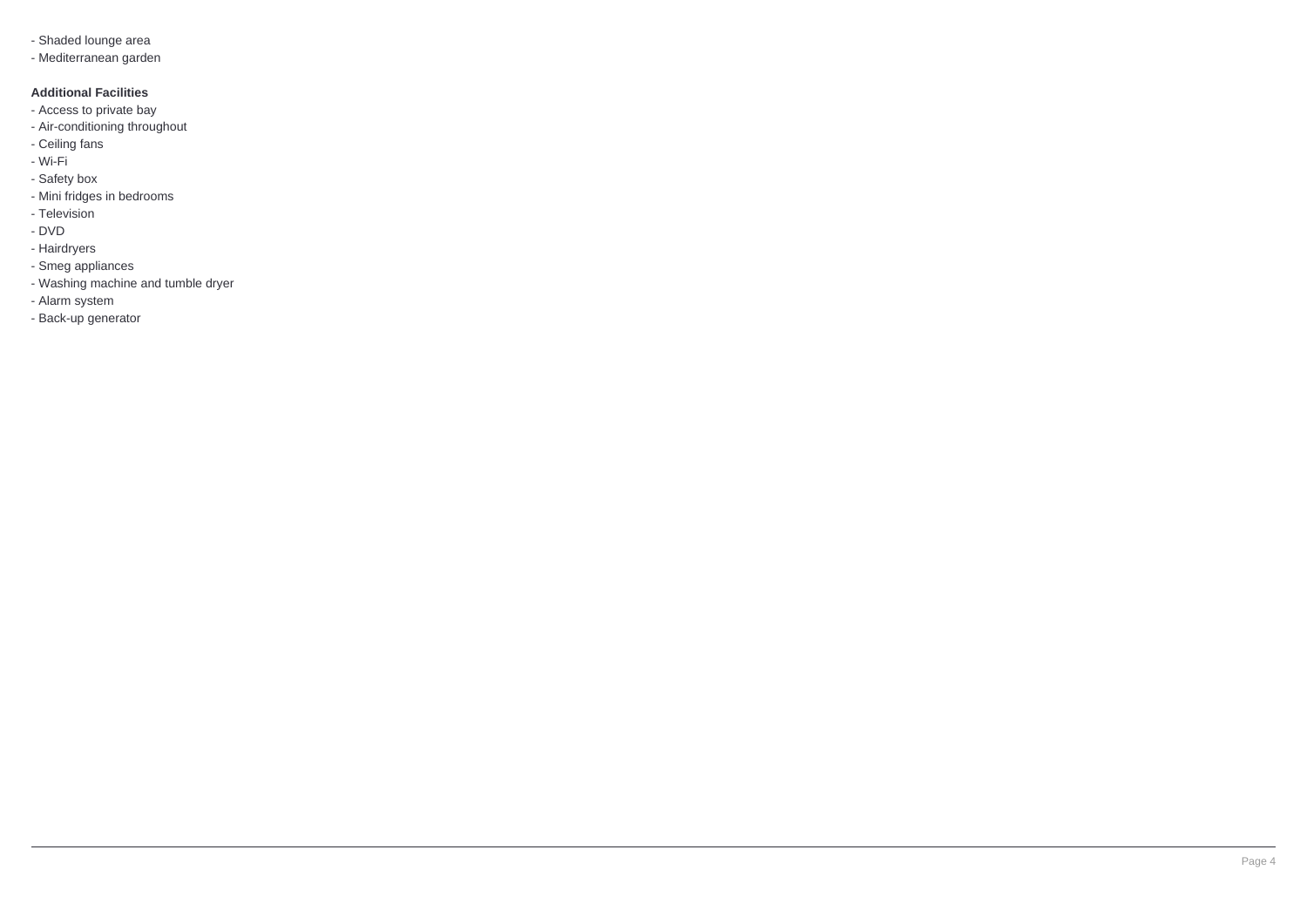- Shaded lounge area
- Mediterranean garden

**Additional Facilities**

- Access to private bay
- Air-conditioning throughout
- Ceiling fans
- Wi-Fi
- Safety box
- Mini fridges in bedrooms
- Television
- DVD
- Hairdryers
- Smeg appliances
- Washing machine and tumble dryer
- Alarm system
- Back-up generator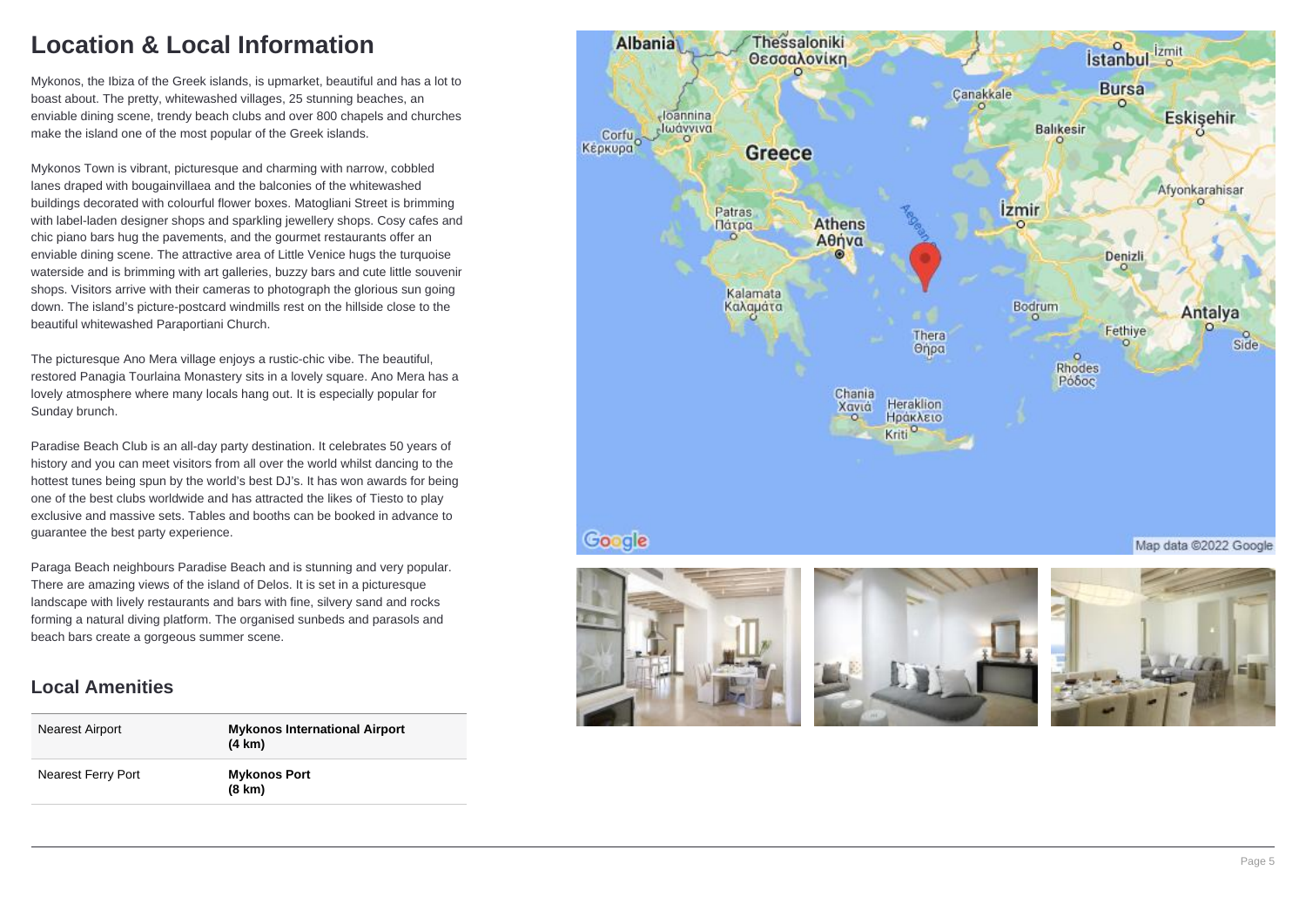# Location & Local Information

Mykonos, the Ibiza of the Greek islands, is upmarket, beautiful and has a lot to boast about. The pretty, whitewashed villages, 25 stunning beaches, an enviable dining scene, trendy beach clubs and over 800 chapels and churches make the island one of the most popular of the Greek islands.

Mykonos Town is vibrant, picturesque and charming with narrow, cobbled lanes draped with bougainvillaea and the balconies of the whitewashed buildings decorated with colourful flower boxes. Matogliani Street is brimming with label-laden designer shops and sparkling jewellery shops. Cosy cafes and chic piano bars hug the pavements, and the gourmet restaurants offer an enviable dining scene. The attractive area of Little Venice hugs the turquoise waterside and is brimming with art galleries, buzzy bars and cute little souvenir shops. Visitors arrive with their cameras to photograph the glorious sun going down. The island's picture-postcard windmills rest on the hillside close to the beautiful whitewashed Paraportiani Church.

The picturesque Ano Mera village enjoys a rustic-chic vibe. The beautiful, restored Panagia Tourlaina Monastery sits in a lovely square. Ano Mera has a lovely atmosphere where many locals hang out. It is especially popular for Sunday brunch.

Paradise Beach Club is an all-day party destination. It celebrates 50 years of history and you can meet visitors from all over the world whilst dancing to the hottest tunes being spun by the world's best DJ's. It has won awards for being one of the best clubs worldwide and has attracted the likes of Tiesto to play exclusive and massive sets. Tables and booths can be booked in advance to guarantee the best party experience.

Paraga Beach neighbours Paradise Beach and is stunning and very popular. There are amazing views of the island of Delos. It is set in a picturesque landscape with lively restaurants and bars with fine, silvery sand and rocks forming a natural diving platform. The organised sunbeds and parasols and beach bars create a gorgeous summer scene.

## Local Amenities

| | |
|---|---|
| Nearest Airport | **Mykonos International Airport (4 km)** |
| Nearest Ferry Port | **Mykonos Port (8 km)** |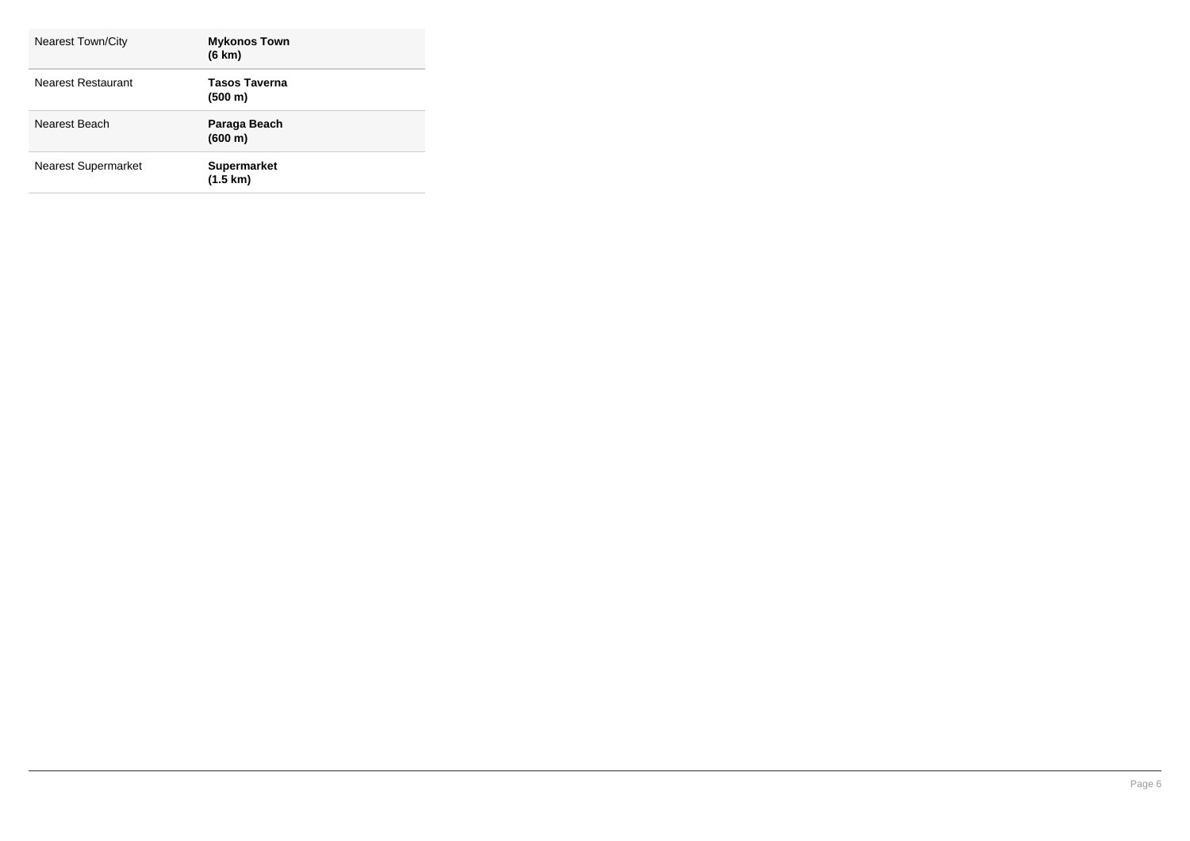| | |
|---|---|
| Nearest Town/City | **Mykonos Town (6 km)** |
| Nearest Restaurant | **Tasos Taverna (500 m)** |
| Nearest Beach | **Paraga Beach (600 m)** |
| Nearest Supermarket | **Supermarket (1.5 km)** |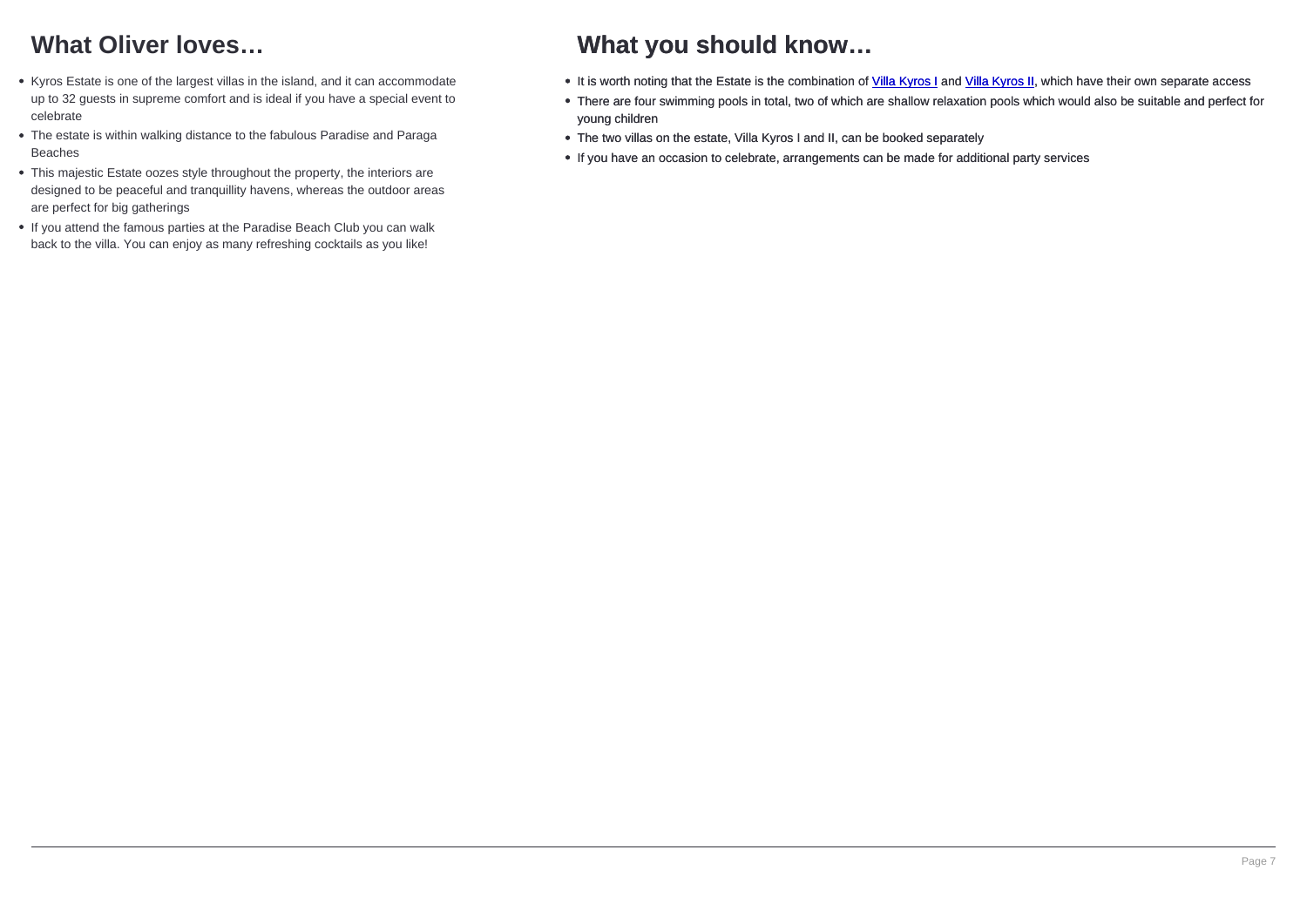## What Oliver loves…

- Kyros Estate is one of the largest villas in the island, and it can accommodate up to 32 guests in supreme comfort and is ideal if you have a special event to celebrate
- The estate is within walking distance to the fabulous Paradise and Paraga Beaches
- This majestic Estate oozes style throughout the property, the interiors are designed to be peaceful and tranquillity havens, whereas the outdoor areas are perfect for big gatherings
- If you attend the famous parties at the Paradise Beach Club you can walk back to the villa. You can enjoy as many refreshing cocktails as you like!

## What you should know…

- It is worth noting that the Estate is the combination of Villa Kyros I and Villa Kyros II, which have their own separate access
- There are four swimming pools in total, two of which are shallow relaxation pools which would also be suitable and perfect for young children
- The two villas on the estate, Villa Kyros I and II, can be booked separately
- If you have an occasion to celebrate, arrangements can be made for additional party services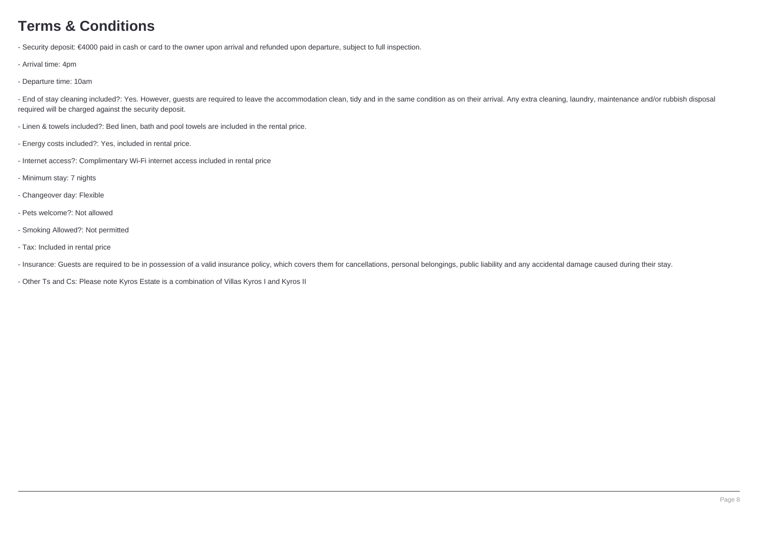# Terms & Conditions

- Security deposit: €4000 paid in cash or card to the owner upon arrival and refunded upon departure, subject to full inspection.

- Arrival time: 4pm

- Departure time: 10am

- End of stay cleaning included?: Yes. However, guests are required to leave the accommodation clean, tidy and in the same condition as on their arrival. Any extra cleaning, laundry, maintenance and/or rubbish disposal required will be charged against the security deposit.

- Linen & towels included?: Bed linen, bath and pool towels are included in the rental price.

- Energy costs included?: Yes, included in rental price.

- Internet access?: Complimentary Wi-Fi internet access included in rental price

- Minimum stay: 7 nights

- Changeover day: Flexible

- Pets welcome?: Not allowed

- Smoking Allowed?: Not permitted

- Tax: Included in rental price

- Insurance: Guests are required to be in possession of a valid insurance policy, which covers them for cancellations, personal belongings, public liability and any accidental damage caused during their stay.

- Other Ts and Cs: Please note Kyros Estate is a combination of Villas Kyros I and Kyros II